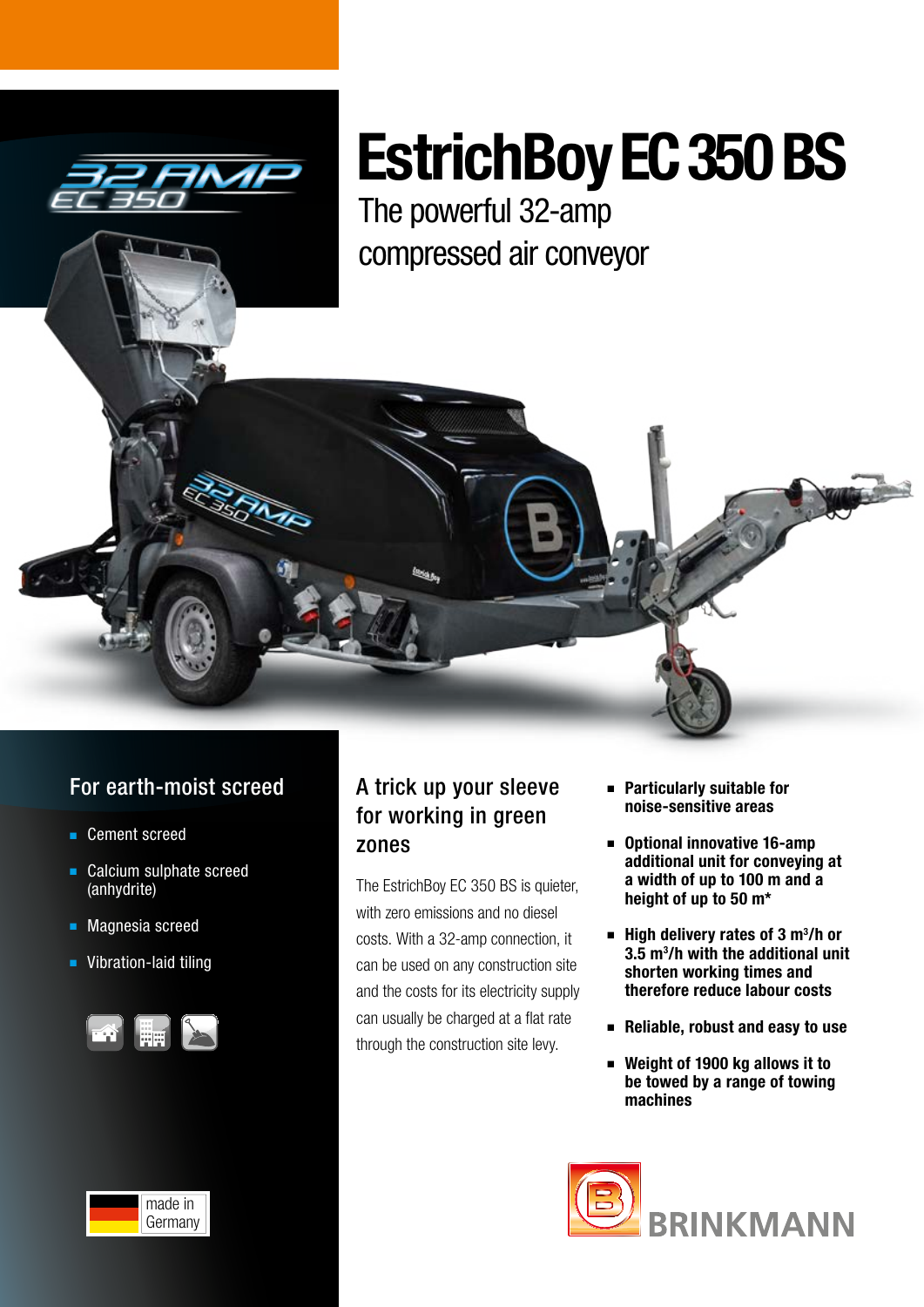# EstrichBoy EC 350 BS

The powerful 32-amp compressed air conveyor

## For earth-moist screed

- Cement screed
- Calcium sulphate screed (anhydrite)
- Magnesia screed
- Vibration-laid tiling

## A trick up your sleeve for working in green zones

The EstrichBoy EC 350 BS is quieter, with zero emissions and no diesel costs. With a 32-amp connection, it can be used on any construction site and the costs for its electricity supply can usually be charged at a flat rate through the construction site levy.

- **Particularly suitable for noise-sensitive areas**
- **Optional innovative 16-amp additional unit for conveying at a width of up to 100 m and a height of up to 50 m***
- **High delivery rates of 3 m³/h or 3.5 m³/h with the additional unit shorten working times and therefore reduce labour costs**
- **Reliable, robust and easy to use**
- **Weight of 1900 kg allows it to be towed by a range of towing machines**

made in Germany

BRINKMANN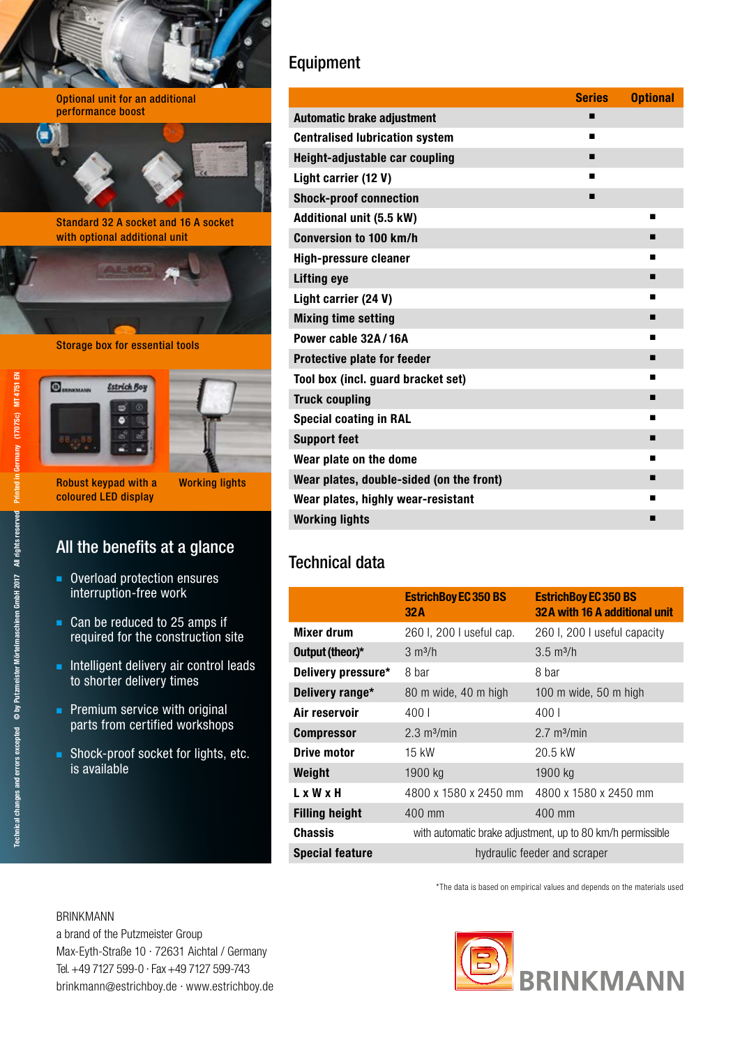Optional unit for an additional performance boost

Standard 32 A socket and 16 A socket with optional additional unit

Storage box for essential tools

Robust keypad with a coloured LED display

Working lights

## All the benefits at a glance

- Overload protection ensures interruption-free work
- Can be reduced to 25 amps if required for the construction site
- Intelligent delivery air control leads to shorter delivery times
- Premium service with original parts from certified workshops
- Shock-proof socket for lights, etc. is available

## Equipment

| | Series | Optional |
|---|---|---|
| Automatic brake adjustment | ■ | |
| Centralised lubrication system | ■ | |
| Height-adjustable car coupling | ■ | |
| Light carrier (12 V) | ■ | |
| Shock-proof connection | ■ | |
| Additional unit (5.5 kW) | | ■ |
| Conversion to 100 km/h | | ■ |
| High-pressure cleaner | | ■ |
| Lifting eye | | ■ |
| Light carrier (24 V) | | ■ |
| Mixing time setting | | ■ |
| Power cable 32A / 16A | | ■ |
| Protective plate for feeder | | ■ |
| Tool box (incl. guard bracket set) | | ■ |
| Truck coupling | | ■ |
| Special coating in RAL | | ■ |
| Support feet | | ■ |
| Wear plate on the dome | | ■ |
| Wear plates, double-sided (on the front) | | ■ |
| Wear plates, highly wear-resistant | | ■ |
| Working lights | | ■ |

## Technical data

| | EstrichBoy EC 350 BS 32A | EstrichBoy EC 350 BS 32A with 16 A additional unit |
|---|---|---|
| Mixer drum | 260 l, 200 l useful cap. | 260 l, 200 l useful capacity |
| Output (theor.)* | 3 m³/h | 3.5 m³/h |
| Delivery pressure* | 8 bar | 8 bar |
| Delivery range* | 80 m wide, 40 m high | 100 m wide, 50 m high |
| Air reservoir | 400 l | 400 l |
| Compressor | 2.3 m³/min | 2.7 m³/min |
| Drive motor | 15 kW | 20.5 kW |
| Weight | 1900 kg | 1900 kg |
| L x W x H | 4800 x 1580 x 2450 mm | 4800 x 1580 x 2450 mm |
| Filling height | 400 mm | 400 mm |
| Chassis | with automatic brake adjustment, up to 80 km/h permissible | |
| Special feature | hydraulic feeder and scraper | |

*The data is based on empirical values and depends on the materials used

Technical changes and errors excepted © by Putzmeister Mörtelmaschinen GmbH 2017 All rights reserved Printed in Germany (1707Sc) MT 4751 EN

BRINKMANN
a brand of the Putzmeister Group
Max-Eyth-Straße 10 · 72631 Aichtal / Germany
Tel. +49 7127 599-0 · Fax +49 7127 599-743
brinkmann@estrichboy.de · www.estrichboy.de

BRINKMANN